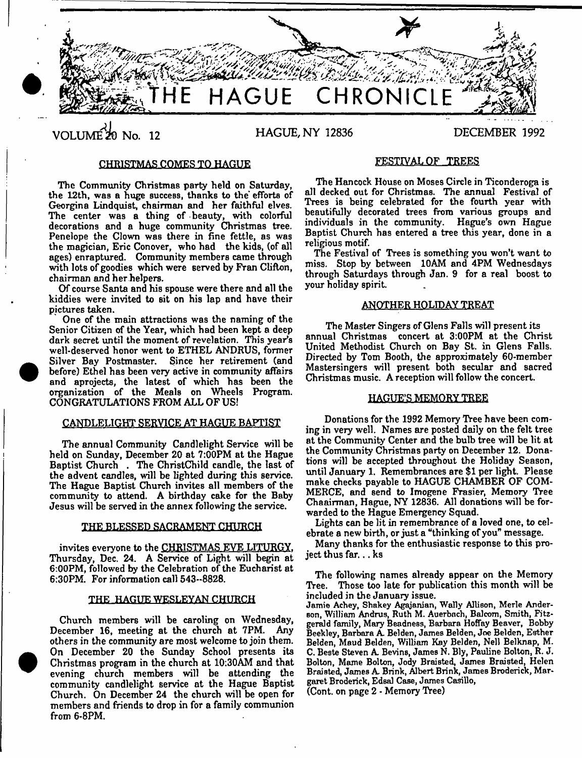# THE HAGUE CHRONICLE

VOLUME 20 No. 12 HAGUE, NY 12836 DECEMBER 1992

## CHRISTMAS COMES TO HAGUE

The Community Christmas party held on Saturday, the 12th, was a huge success, thanks to the efforts of Georgina Lindquist, chairman and her faithful elves. The center was a thing of beauty, with colorful decorations and a huge community Christmas tree. Penelope the Clown was there in fine fettle, as was the magician, Eric Conover, who had the kids, (of all ages) enraptured. Community members came through with lots of goodies which were served by Fran Clifton, chairman and her helpers.

Of course Santa and his spouse were there and all the kiddies were invited to sit on his lap and have their pictures taken.

One of the main attractions was the naming of the Senior Citizen of the Year, which had been kept a deep dark secret until the moment of revelation. This year's well-deserved honor went to ETHEL ANDRUS, former Silver Bay Postmaster. Since her retirement (and before) Ethel has been very active in community affairs and aprojects, the latest of which has been the organization of the Meals on Wheels Program. CONGRATULATIONS FROM ALL OF US!

## CANDLELIGHT SERVICE AT HAGUE BAPTIST

The annual Community Candlelight Service will be held on Sunday, December 20 at 7:00PM at the Hague Baptist Church . The ChristChild candle, the last of the advent candles, will be lighted during this service. The Hague Baptist Church invites all members of the community to attend. A birthday cake for the Baby Jesus will be served in the annex following the service.

## THE BLESSED SACRAMENT CHURCH

invites everyone to the CHRISTMAS EVE LITURGY, Thursday, Dec. 24. A Service of Light will begin at 6:00PM, followed by the Celebration of the Eucharist at 6:30PM. For information call 543--8828.

## THE HAGUE WESLEYAN CHURCH

Church members will be caroling on Wednesday, December 16, meeting at the church at 7PM. Any others in the community are most welcome to join them. On December 20 the Sunday School presents its Christmas program in the church at 10:30AM and that evening church members will be attending the community candlelight service at the Hague Baptist Church. On December 24 the church will be open for members and friends to drop in for a family communion from 6-8PM.

## FESTIVAL OF TREES

The Hancock House on Moses Circle in Ticonderoga is all decked out for Christmas. The annual Festival of Trees is being celebrated for the fourth year with beautifully decorated trees from various groups and individuals in the community. Hague's own Hague Baptist Church has entered a tree this year, done in a religious motif.

The Festival of Trees is something you won't want to miss. Stop by between 10AM and 4PM Wednesdays through Saturdays through Jan. 9 for a real boost to your holiday spirit.

## ANOTHER HOLIDAY TREAT

The Master Singers of Glens Falls will present its annual Christmas concert at 3:00PM at the Christ United Methodist Church on Bay St. in Glens Falls. Directed by Tom Booth, the approximately 60-member Mastersingers will present both secular and sacred Christmas music. A reception will follow the concert.

## HAGUE'S MEMORY TREE

Donations for the 1992 Memory Tree have been coming in very well. Names are posted daily on the felt tree at the Community Center and the bulb tree will be lit at the Community Christmas party on December 12. Donations will be accepted throughout the Holiday Season, until January 1. Remembrances are $1 per light. Please make checks payable to HAGUE CHAMBER OF COMMERCE, and send to Imogene Frasier, Memory Tree Chaairman, Hague, NY 12836. All donations will be forwarded to the Hague Emergency Squad.

Lights can be lit in remembrance of a loved one, to celebrate a new birth, or just a "thinking of you" message.

Many thanks for the enthusiastic response to this project thus far. . . ks

The following names already appear on the Memory Tree. Those too late for publication this month will be included in the January issue.

Jamie Achey, Shakey Agajanian, Wally Allison, Merle Anderson, William Andrus, Ruth M. Auerbach, Balcom, Smith, Fitzgerald family, Mary Beadness, Barbara Hoffay Beaver, Bobby Beekley, Barbara A. Belden, James Belden, Joe Belden, Esther Belden, Maud Belden, William Kay Belden, Nell Belknap, M. C. Beste Steven A. Bevins, James N. Bly, Pauline Bolton, R. J. Bolton, Mame Bolton, Jody Braisted, James Braisted, Helen Braisted, James A. Brink, Albert Brink, James Broderick, Margaret Broderick, Edsal Case, James Casillo,

(Cont. on page 2 - Memory Tree)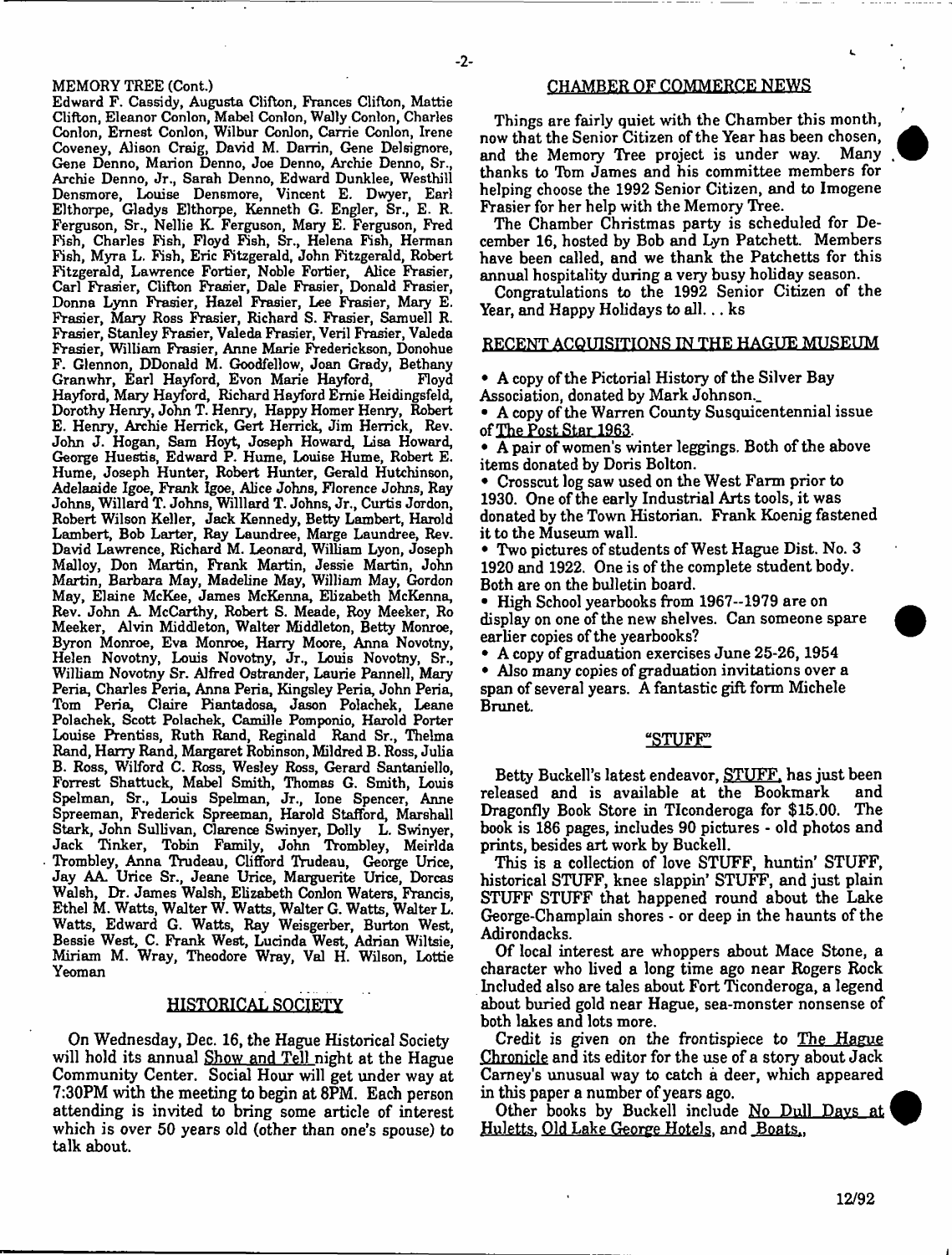MEMORY TREE (Cont.)

Edward F. Cassidy, Augusta Clifton, Frances Clifton, Mattie Clifton, Eleanor Conlon, Mabel Conlon, Wally Conlon, Charles Conlon, Ernest Conlon, Wilbur Conlon, Carrie Conlon, Irene Coveney, Alison Craig, David M. Darrin, Gene Delsignore, Gene Denno, Marion Denno, Joe Denno, Archie Denno, Sr., Archie Denno, Jr., Sarah Denno, Edward Dunklee, Westhill Densmore, Louise Densmore, Vincent E. Dwyer, Earl Elthorpe, Gladys Elthorpe, Kenneth G. Engler, Sr., E. R. Ferguson, Sr., Nellie K. Ferguson, Mary E. Ferguson, Fred Fish, Charles Fish, Floyd Fish, Sr., Helena Fish, Herman Fish, Myra L. Fish, Eric Fitzgerald, John Fitzgerald, Robert Fitzgerald, Lawrence Fortier, Noble Fortier, Alice Frasier, Carl Frasier, Clifton Frasier, Dale Frasier, Donald Frasier, Donna Lynn Frasier, Hazel Frasier, Lee Frasier, Mary E. Frasier, Mary Ross Frasier, Richard S. Frasier, Samuell R. Frasier, Stanley Frasier, Valeda Frasier, Veril Frasier, Valeda Frasier, William Frasier, Anne Marie Frederickson, Donohue F. Glennon, DDonald M. Goodfellow, Joan Grady, Bethany Granwhr, Earl Hayford, Evon Marie Hayford, Floyd Hayford, Mary Hayford, Richard Hayford Ernie Heidingsfeld, Dorothy Henry, John T. Henry, Happy Homer Henry, Robert E. Henry, Archie Herrick, Gert Herrick, Jim Herrick, Rev. John J. Hogan, Sam Hoyt, Joseph Howard, Lisa Howard, George Huestis, Edward P. Hume, Louise Hume, Robert E. Hume, Joseph Hunter, Robert Hunter, Gerald Hutchinson, Adelaaide Igoe, Frank Igoe, Alice Johns, Florence Johns, Ray Johns, Willard T. Johns, Willlard T. Johns, Jr., Curtis Jordon, Robert Wilson Keller, Jack Kennedy, Betty Lambert, Harold Lambert, Bob Larter, Ray Laundree, Marge Laundree, Rev. David Lawrence, Richard M. Leonard, William Lyon, Joseph Malloy, Don Martin, Frank Martin, Jessie Martin, John Martin, Barbara May, Madeline May, William May, Gordon May, Elaine McKee, James McKenna, Elizabeth McKenna, Rev. John A. McCarthy, Robert S. Meade, Roy Meeker, Ro Meeker, Alvin Middleton, Walter Middleton, Betty Monroe, Byron Monroe, Eva Monroe, Harry Moore, Anna Novotny, Helen Novotny, Louis Novotny, Jr., Louis Novotny, Sr., William Novotny Sr. Alfred Ostrander, Laurie Pannell, Mary Peria, Charles Peria, Anna Peria, Kingsley Peria, John Peria, Tom Peria, Claire Piantadosa, Jason Polachek, Leane Polachek, Scott Polachek, Camille Pomponio, Harold Porter Louise Prentiss, Ruth Rand, Reginald Rand Sr., Thelma Rand, Harry Rand, Margaret Robinson, Mildred B. Ross, Julia B. Ross, Wilford C. Ross, Wesley Ross, Gerard Santaniello, Forrest Shattuck, Mabel Smith, Thomas G. Smith, Louis Spelman, Sr., Louis Spelman, Jr., Ione Spencer, Anne Spreeman, Frederick Spreeman, Harold Stafford, Marshall Stark, John Sullivan, Clarence Swinyer, Dolly L. Swinyer, Jack Tinker, Tobin Family, John Trombley, Meirlda Trombley, Anna Trudeau, Clifford Trudeau, George Urice, Jay AA. Urice Sr., Jeane Urice, Marguerite Urice, Dorcas Walsh, Dr. James Walsh, Elizabeth Conlon Waters, Francis, Ethel M. Watts, Walter W. Watts, Walter G. Watts, Walter L. Watts, Edward G. Watts, Ray Weisgerber, Burton West, Bessie West, C. Frank West, Lucinda West, Adrian Wiltsie, Miriam M. Wray, Theodore Wray, Val H. Wilson, Lottie Yeoman

## HISTORICAL SOCIETY

On Wednesday, Dec. 16, the Hague Historical Society will hold its annual Show and Tell night at the Hague Community Center. Social Hour will get under way at 7:30PM with the meeting to begin at 8PM. Each person attending is invited to bring some article of interest which is over 50 years old (other than one's spouse) to talk about.

## CHAMBER OF COMMERCE NEWS

Things are fairly quiet with the Chamber this month, now that the Senior Citizen of the Year has been chosen, and the Memory Tree project is under way. Many thanks to Tom James and his committee members for helping choose the 1992 Senior Citizen, and to Imogene Frasier for her help with the Memory Tree.

The Chamber Christmas party is scheduled for December 16, hosted by Bob and Lyn Patchett. Members have been called, and we thank the Patchetts for this annual hospitality during a very busy holiday season.

Congratulations to the 1992 Senior Citizen of the Year, and Happy Holidays to all... ks

## RECENT ACQUISITIONS IN THE HAGUE MUSEUM

- A copy of the Pictorial History of the Silver Bay Association, donated by Mark Johnson.
- A copy of the Warren County Susquicentennial issue of The Post Star 1963.
- A pair of women's winter leggings. Both of the above items donated by Doris Bolton.
- Crosscut log saw used on the West Farm prior to 1930. One of the early Industrial Arts tools, it was donated by the Town Historian. Frank Koenig fastened it to the Museum wall.
- Two pictures of students of West Hague Dist. No. 3 1920 and 1922. One is of the complete student body. Both are on the bulletin board.
- High School yearbooks from 1967--1979 are on display on one of the new shelves. Can someone spare earlier copies of the yearbooks?
- A copy of graduation exercises June 25-26, 1954
- Also many copies of graduation invitations over a span of several years. A fantastic gift form Michele Brunet.

## "STUFF"

Betty Buckell's latest endeavor, STUFF, has just been released and is available at the Bookmark and Dragonfly Book Store in TIconderoga for $15.00. The book is 186 pages, includes 90 pictures - old photos and prints, besides art work by Buckell.

This is a collection of love STUFF, huntin' STUFF, historical STUFF, knee slappin' STUFF, and just plain STUFF STUFF that happened round about the Lake George-Champlain shores - or deep in the haunts of the Adirondacks.

Of local interest are whoppers about Mace Stone, a character who lived a long time ago near Rogers Rock Included also are tales about Fort Ticonderoga, a legend about buried gold near Hague, sea-monster nonsense of both lakes and lots more.

Credit is given on the frontispiece to The Hague Chronicle and its editor for the use of a story about Jack Carney's unusual way to catch a deer, which appeared in this paper a number of years ago.

Other books by Buckell include No Dull Days at Huletts, Old Lake George Hotels, and Boats.

12/92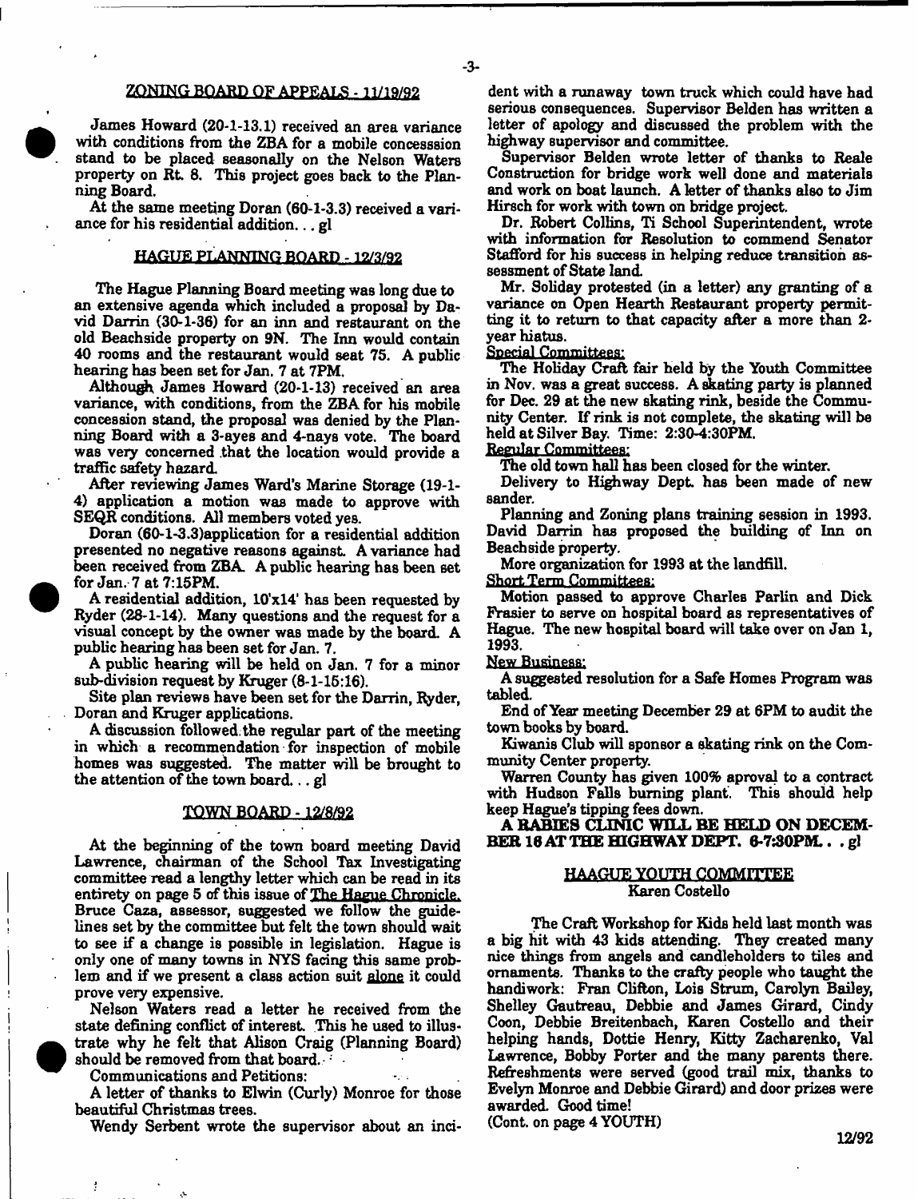## ZONING BOARD OF APPEALS - 11/19/92

James Howard (20-1-13.1) received an area variance with conditions from the ZBA for a mobile concesssion stand to be placed seasonally on the Nelson Waters property on Rt. 8. This project goes back to the Planning Board.

At the same meeting Doran (60-1-3.3) received a variance for his residential addition. . . gl

## HAGUE PLANNING BOARD - 12/3/92

The Hague Planning Board meeting was long due to an extensive agenda which included a proposal by David Darrin (30-1-36) for an inn and restaurant on the old Beachside property on 9N. The Inn would contain 40 rooms and the restaurant would seat 75. A public hearing has been set for Jan. 7 at 7PM.

Although James Howard (20-1-13) received an area variance, with conditions, from the ZBA for his mobile concession stand, the proposal was denied by the Planning Board with a 3-ayes and 4-nays vote. The board was very concerned that the location would provide a traffic safety hazard.

After reviewing James Ward's Marine Storage (19-1-4) application a motion was made to approve with SEQR conditions. All members voted yes.

Doran (60-1-3.3)application for a residential addition presented no negative reasons against. A variance had been received from ZBA. A public hearing has been set for Jan. 7 at 7:15PM.

A residential addition, 10'x14' has been requested by Ryder (28-1-14). Many questions and the request for a visual concept by the owner was made by the board. A public hearing has been set for Jan. 7.

A public hearing will be held on Jan. 7 for a minor sub-division request by Kruger (8-1-15:16).

Site plan reviews have been set for the Darrin, Ryder, Doran and Kruger applications.

A discussion followed the regular part of the meeting in which a recommendation for inspection of mobile homes was suggested. The matter will be brought to the attention of the town board. . . gl

## TOWN BOARD - 12/8/92

At the beginning of the town board meeting David Lawrence, chairman of the School Tax Investigating committee read a lengthy letter which can be read in its entirety on page 5 of this issue of The Hague Chronicle. Bruce Caza, assessor, suggested we follow the guidelines set by the committee but felt the town should wait to see if a change is possible in legislation. Hague is only one of many towns in NYS facing this same problem and if we present a class action suit alone it could prove very expensive.

Nelson Waters read a letter he received from the state defining conflict of interest. This he used to illustrate why he felt that Alison Craig (Planning Board) should be removed from that board.

Communications and Petitions:

A letter of thanks to Elwin (Curly) Monroe for those beautiful Christmas trees.

Wendy Serbent wrote the supervisor about an incident with a runaway town truck which could have had serious consequences. Supervisor Belden has written a letter of apology and discussed the problem with the highway supervisor and committee.

Supervisor Belden wrote letter of thanks to Reale Construction for bridge work well done and materials and work on boat launch. A letter of thanks also to Jim Hirsch for work with town on bridge project.

Dr. Robert Collins, Ti School Superintendent, wrote with information for Resolution to commend Senator Stafford for his success in helping reduce transition assessment of State land.

Mr. Soliday protested (in a letter) any granting of a variance on Open Hearth Restaurant property permitting it to return to that capacity after a more than 2-year hiatus.

Special Committees:

The Holiday Craft fair held by the Youth Committee in Nov. was a great success. A skating party is planned for Dec. 29 at the new skating rink, beside the Community Center. If rink is not complete, the skating will be held at Silver Bay. Time: 2:30-4:30PM.

Regular Committees:

The old town hall has been closed for the winter.

Delivery to Highway Dept. has been made of new sander.

Planning and Zoning plans training session in 1993. David Darrin has proposed the building of Inn on Beachside property.

More organization for 1993 at the landfill.

Short Term Committees:

Motion passed to approve Charles Parlin and Dick Frasier to serve on hospital board as representatives of Hague. The new hospital board will take over on Jan 1, 1993.

New Business:

A suggested resolution for a Safe Homes Program was tabled.

End of Year meeting December 29 at 6PM to audit the town books by board.

Kiwanis Club will sponsor a skating rink on the Community Center property.

Warren County has given 100% aproval to a contract with Hudson Falls burning plant. This should help keep Hague's tipping fees down.

**A RABIES CLINIC WILL BE HELD ON DECEMBER 16 AT THE HIGHWAY DEPT. 6-7:30PM. . .** gl

## HAAGUE YOUTH COMMITTEE
Karen Costello

The Craft Workshop for Kids held last month was a big hit with 43 kids attending. They created many nice things from angels and candleholders to tiles and ornaments. Thanks to the crafty people who taught the handiwork: Fran Clifton, Lois Strum, Carolyn Bailey, Shelley Gautreau, Debbie and James Girard, Cindy Coon, Debbie Breitenbach, Karen Costello and their helping hands, Dottie Henry, Kitty Zacharenko, Val Lawrence, Bobby Porter and the many parents there. Refreshments were served (good trail mix, thanks to Evelyn Monroe and Debbie Girard) and door prizes were awarded. Good time!

(Cont. on page 4 YOUTH)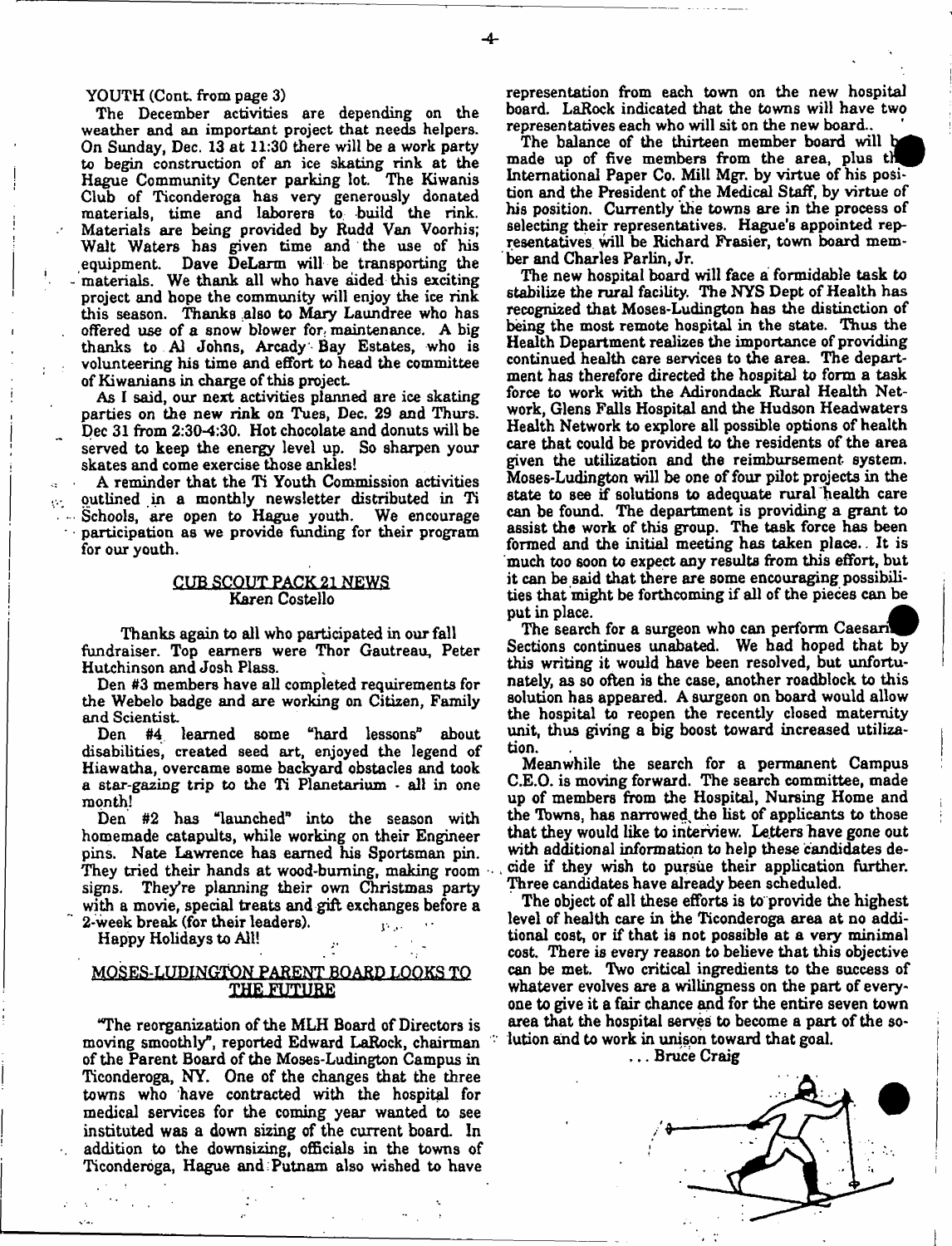YOUTH (Cont. from page 3)

The December activities are depending on the weather and an important project that needs helpers. On Sunday, Dec. 13 at 11:30 there will be a work party to begin construction of an ice skating rink at the Hague Community Center parking lot. The Kiwanis Club of Ticonderoga has very generously donated materials, time and laborers to build the rink. Materials are being provided by Rudd Van Voorhis; Walt Waters has given time and the use of his equipment. Dave DeLarm will be transporting the materials. We thank all who have aided this exciting project and hope the community will enjoy the ice rink this season. Thanks also to Mary Laundree who has offered use of a snow blower for maintenance. A big thanks to Al Johns, Arcady Bay Estates, who is volunteering his time and effort to head the committee of Kiwanians in charge of this project.

As I said, our next activities planned are ice skating parties on the new rink on Tues, Dec. 29 and Thurs. Dec 31 from 2:30-4:30. Hot chocolate and donuts will be served to keep the energy level up. So sharpen your skates and come exercise those ankles!

A reminder that the Ti Youth Commission activities outlined in a monthly newsletter distributed in Ti Schools, are open to Hague youth. We encourage participation as we provide funding for their program for our youth.

## CUB SCOUT PACK 21 NEWS

Karen Costello

Thanks again to all who participated in our fall fundraiser. Top earners were Thor Gautreau, Peter Hutchinson and Josh Plass.

Den #3 members have all completed requirements for the Webelo badge and are working on Citizen, Family and Scientist.

Den #4 learned some "hard lessons" about disabilities, created seed art, enjoyed the legend of Hiawatha, overcame some backyard obstacles and took a star-gazing trip to the Ti Planetarium - all in one month!

Den #2 has "launched" into the season with homemade catapults, while working on their Engineer pins. Nate Lawrence has earned his Sportsman pin. They tried their hands at wood-burning, making room signs. They're planning their own Christmas party with a movie, special treats and gift exchanges before a 2-week break (for their leaders).

Happy Holidays to All!

## MOSES-LUDINGTON PARENT BOARD LOOKS TO THE FUTURE

"The reorganization of the MLH Board of Directors is moving smoothly", reported Edward LaRock, chairman of the Parent Board of the Moses-Ludington Campus in Ticonderoga, NY. One of the changes that the three towns who have contracted with the hospital for medical services for the coming year wanted to see instituted was a down sizing of the current board. In addition to the downsizing, officials in the towns of Ticonderoga, Hague and Putnam also wished to have representation from each town on the new hospital board. LaRock indicated that the towns will have two representatives each who will sit on the new board.

The balance of the thirteen member board will be made up of five members from the area, plus the International Paper Co. Mill Mgr. by virtue of his position and the President of the Medical Staff, by virtue of his position. Currently the towns are in the process of selecting their representatives. Hague's appointed representatives will be Richard Frasier, town board member and Charles Parlin, Jr.

The new hospital board will face a formidable task to stabilize the rural facility. The NYS Dept of Health has recognized that Moses-Ludington has the distinction of being the most remote hospital in the state. Thus the Health Department realizes the importance of providing continued health care services to the area. The department has therefore directed the hospital to form a task force to work with the Adirondack Rural Health Network, Glens Falls Hospital and the Hudson Headwaters Health Network to explore all possible options of health care that could be provided to the residents of the area given the utilization and the reimbursement system. Moses-Ludington will be one of four pilot projects in the state to see if solutions to adequate rural health care can be found. The department is providing a grant to assist the work of this group. The task force has been formed and the initial meeting has taken place. It is much too soon to expect any results from this effort, but it can be said that there are some encouraging possibilities that might be forthcoming if all of the pieces can be put in place.

The search for a surgeon who can perform Caesarian Sections continues unabated. We had hoped that by this writing it would have been resolved, but unfortunately, as so often is the case, another roadblock to this solution has appeared. A surgeon on board would allow the hospital to reopen the recently closed maternity unit, thus giving a big boost toward increased utilization.

Meanwhile the search for a permanent Campus C.E.O. is moving forward. The search committee, made up of members from the Hospital, Nursing Home and the Towns, has narrowed the list of applicants to those that they would like to interview. Letters have gone out with additional information to help these candidates decide if they wish to pursue their application further. Three candidates have already been scheduled.

The object of all these efforts is to provide the highest level of health care in the Ticonderoga area at no additional cost, or if that is not possible at a very minimal cost. There is every reason to believe that this objective can be met. Two critical ingredients to the success of whatever evolves are a willingness on the part of everyone to give it a fair chance and for the entire seven town area that the hospital serves to become a part of the solution and to work in unison toward that goal.

. . . Bruce Craig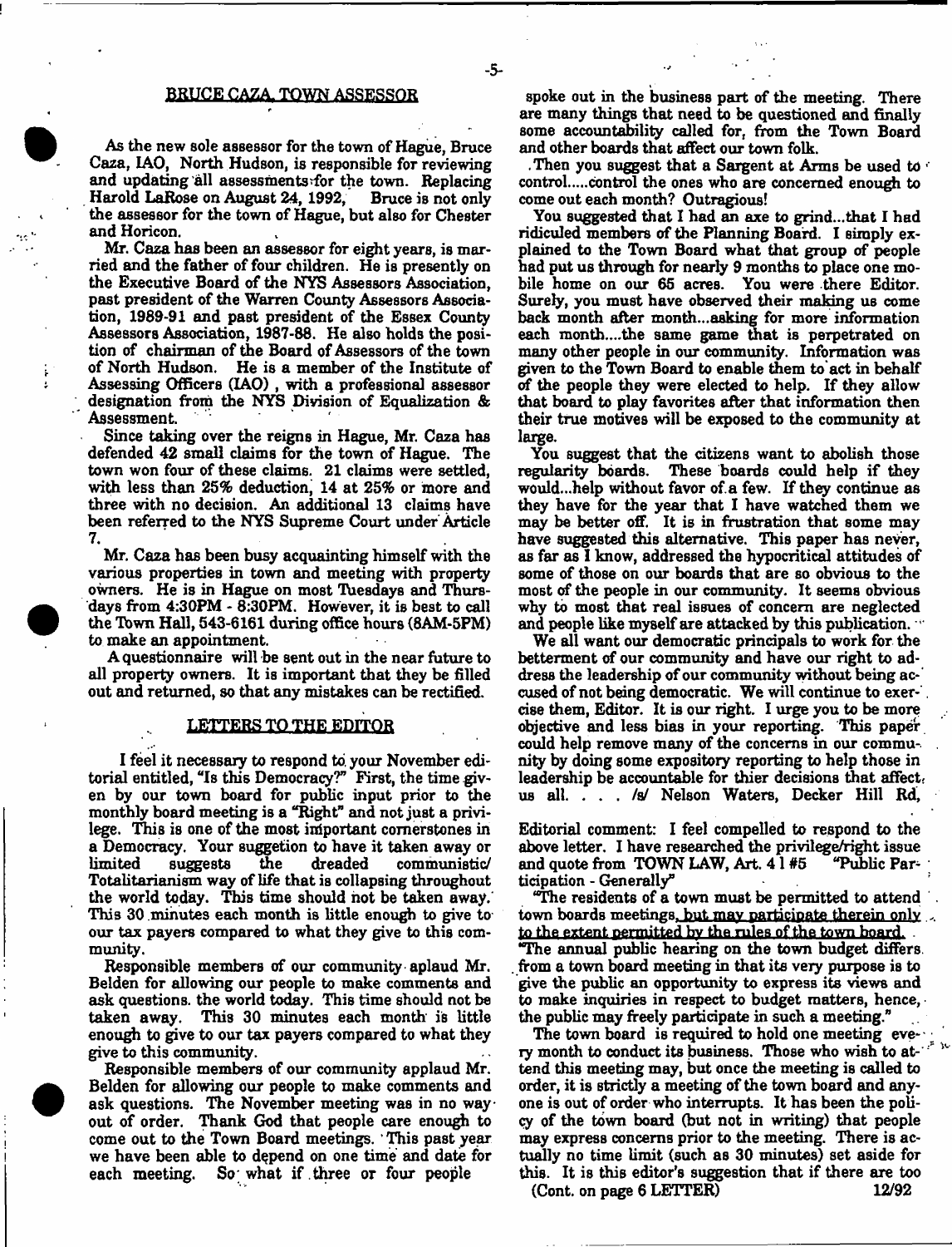## BRUCE CAZA, TOWN ASSESSOR

As the new sole assessor for the town of Hague, Bruce Caza, IAO, North Hudson, is responsible for reviewing and updating all assessments for the town. Replacing Harold LaRose on August 24, 1992, Bruce is not only the assessor for the town of Hague, but also for Chester and Horicon.

Mr. Caza has been an assessor for eight years, is married and the father of four children. He is presently on the Executive Board of the NYS Assessors Association, past president of the Warren County Assessors Association, 1989-91 and past president of the Essex County Assessors Association, 1987-88. He also holds the position of chairman of the Board of Assessors of the town of North Hudson. He is a member of the Institute of Assessing Officers (IAO), with a professional assessor designation from the NYS Division of Equalization & Assessment.

Since taking over the reigns in Hague, Mr. Caza has defended 42 small claims for the town of Hague. The town won four of these claims. 21 claims were settled, with less than 25% deduction, 14 at 25% or more and three with no decision. An additional 13 claims have been referred to the NYS Supreme Court under Article 7.

Mr. Caza has been busy acquainting himself with the various properties in town and meeting with property owners. He is in Hague on most Tuesdays and Thursdays from 4:30PM - 8:30PM. However, it is best to call the Town Hall, 543-6161 during office hours (8AM-5PM) to make an appointment.

A questionnaire will be sent out in the near future to all property owners. It is important that they be filled out and returned, so that any mistakes can be rectified.

## LETTERS TO THE EDITOR

I feel it necessary to respond to your November editorial entitled, "Is this Democracy?" First, the time given by our town board for public input prior to the monthly board meeting is a "Right" and not just a privilege. This is one of the most important cornerstones in a Democracy. Your suggetion to have it taken away or limited suggests the dreaded communistic/ Totalitarianism way of life that is collapsing throughout the world today. This time should not be taken away. This 30 minutes each month is little enough to give to our tax payers compared to what they give to this community.

Responsible members of our community aplaud Mr. Belden for allowing our people to make comments and ask questions. the world today. This time should not be taken away. This 30 minutes each month is little enough to give to our tax payers compared to what they give to this community.

Responsible members of our community applaud Mr. Belden for allowing our people to make comments and ask questions. The November meeting was in no way out of order. Thank God that people care enough to come out to the Town Board meetings. This past year we have been able to depend on one time and date for each meeting. So what if three or four people spoke out in the business part of the meeting. There are many things that need to be questioned and finally some accountability called for, from the Town Board and other boards that affect our town folk.

Then you suggest that a Sargent at Arms be used to control.....control the ones who are concerned enough to come out each month? Outragious!

You suggested that I had an axe to grind...that I had ridiculed members of the Planning Board. I simply explained to the Town Board what that group of people had put us through for nearly 9 months to place one mobile home on our 65 acres. You were there Editor. Surely, you must have observed their making us come back month after month...asking for more information each month....the same game that is perpetrated on many other people in our community. Information was given to the Town Board to enable them to act in behalf of the people they were elected to help. If they allow that board to play favorites after that information then their true motives will be exposed to the community at large.

You suggest that the citizens want to abolish those regularity boards. These boards could help if they would...help without favor of a few. If they continue as they have for the year that I have watched them we may be better off. It is in frustration that some may have suggested this alternative. This paper has never, as far as I know, addressed the hypocritical attitudes of some of those on our boards that are so obvious to the most of the people in our community. It seems obvious why to most that real issues of concern are neglected and people like myself are attacked by this publication.

We all want our democratic principals to work for the betterment of our community and have our right to address the leadership of our community without being accused of not being democratic. We will continue to exercise them, Editor. It is our right. I urge you to be more objective and less bias in your reporting. This paper could help remove many of the concerns in our community by doing some expository reporting to help those in leadership be accountable for thier decisions that affect us all. . . . /s/ Nelson Waters, Decker Hill Rd,

Editorial comment: I feel compelled to respond to the above letter. I have researched the privilege/right issue and quote from TOWN LAW, Art. 4 1 #5 "Public Participation - Generally"

"The residents of a town must be permitted to attend town boards meetings, but may participate therein only to the extent permitted by the rules of the town board.

"The annual public hearing on the town budget differs from a town board meeting in that its very purpose is to give the public an opportunity to express its views and to make inquiries in respect to budget matters, hence, the public may freely participate in such a meeting."

The town board is required to hold one meeting every month to conduct its business. Those who wish to attend this meeting may, but once the meeting is called to order, it is strictly a meeting of the town board and anyone is out of order who interrupts. It has been the policy of the town board (but not in writing) that people may express concerns prior to the meeting. There is actually no time limit (such as 30 minutes) set aside for this. It is this editor's suggestion that if there are too

(Cont. on page 6 LETTER)

12/92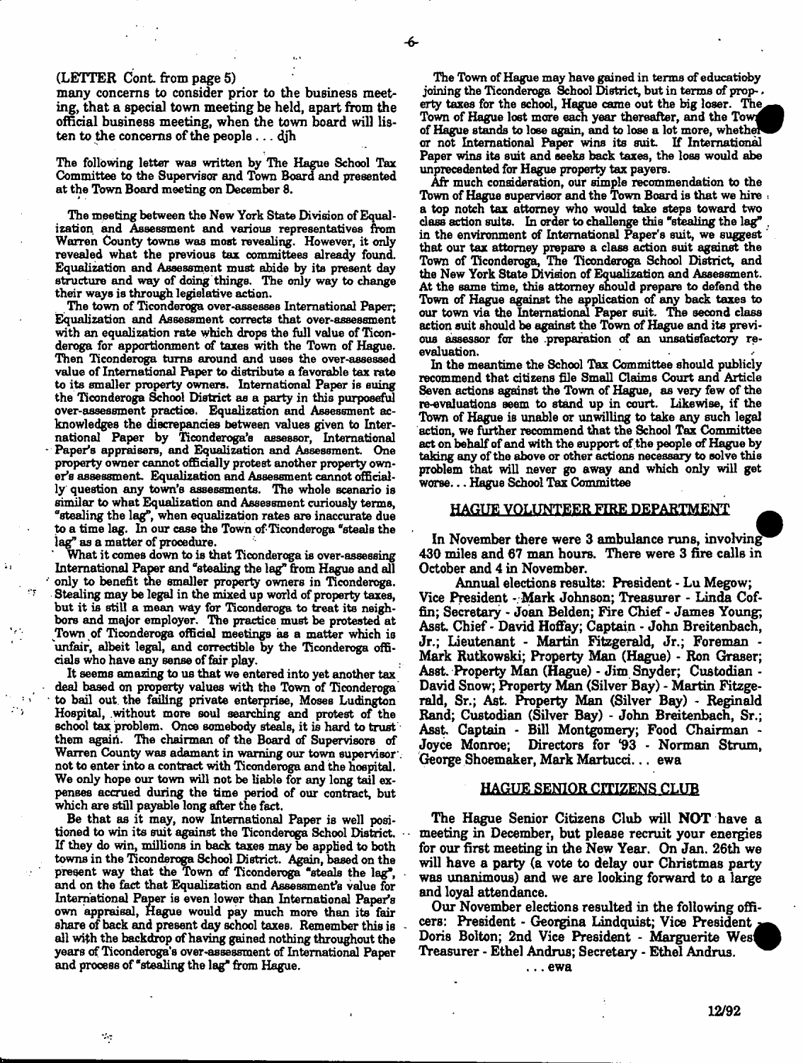(LETTER Cont. from page 5)

many concerns to consider prior to the business meeting, that a special town meeting be held, apart from the official business meeting, when the town board will listen to the concerns of the people . . . djh

The following letter was written by The Hague School Tax Committee to the Supervisor and Town Board and presented at the Town Board meeting on December 8.

The meeting between the New York State Division of Equalization and Assessment and various representatives from Warren County towns was most revealing. However, it only revealed what the previous tax committees already found. Equalization and Assessment must abide by its present day structure and way of doing things. The only way to change their ways is through legislative action.

The town of Ticonderoga over-assesses International Paper; Equalization and Assessment corrects that over-assessment with an equalization rate which drops the full value of Ticonderoga for apportionment of taxes with the Town of Hague. Then Ticonderoga turns around and uses the over-assessed value of International Paper to distribute a favorable tax rate to its smaller property owners. International Paper is suing the Ticonderoga School District as a party in this purposeful over-assessment practice. Equalization and Assessment acknowledges the discrepancies between values given to International Paper by Ticonderoga's assessor, International Paper's appraisers, and Equalization and Assessment. One property owner cannot officially protest another property owner's assessment. Equalization and Assessment cannot officially question any town's assessments. The whole scenario is similar to what Equalization and Assessment curiously terms, "stealing the lag", when equalization rates are inaccurate due to a time lag. In our case the Town of Ticonderoga "steals the lag" as a matter of procedure.

What it comes down to is that Ticonderoga is over-assessing International Paper and "stealing the lag" from Hague and all only to benefit the smaller property owners in Ticonderoga. Stealing may be legal in the mixed up world of property taxes, but it is still a mean way for Ticonderoga to treat its neighbors and major employer. The practice must be protested at Town of Ticonderoga official meetings as a matter which is unfair, albeit legal, and correctible by the Ticonderoga officials who have any sense of fair play.

It seems amazing to us that we entered into yet another tax deal based on property values with the Town of Ticonderoga to bail out the failing private enterprise, Moses Ludington Hospital, without more soul searching and protest of the school tax problem. Once somebody steals, it is hard to trust them again. The chairman of the Board of Supervisors of Warren County was adamant in warning our town supervisor not to enter into a contract with Ticonderoga and the hospital. We only hope our town will not be liable for any long tail expenses accrued during the time period of our contract, but which are still payable long after the fact.

Be that as it may, now International Paper is well positioned to win its suit against the Ticonderoga School District. If they do win, millions in back taxes may be applied to both towns in the Ticonderoga School District. Again, based on the present way that the Town of Ticonderoga "steals the lag", and on the fact that Equalization and Assessment's value for International Paper is even lower than International Paper's own appraisal, Hague would pay much more than its fair share of back and present day school taxes. Remember this is all with the backdrop of having gained nothing throughout the years of Ticonderoga's over-assessment of International Paper and process of "stealing the lag" from Hague.

The Town of Hague may have gained in terms of educatioby joining the Ticonderoga School District, but in terms of property taxes for the school, Hague came out the big loser. The Town of Hague lost more each year thereafter, and the Town of Hague stands to lose again, and to lose a lot more, whether or not International Paper wins its suit. If International Paper wins its suit and seeks back taxes, the loss would abe unprecedented for Hague property tax payers.

Afr much consideration, our simple recommendation to the Town of Hague supervisor and the Town Board is that we hire a top notch tax attorney who would take steps toward two class action suits. In order to challenge this "stealing the lag" in the environment of International Paper's suit, we suggest that our tax attorney prepare a class action suit against the Town of Ticonderoga, The Ticonderoga School District, and the New York State Division of Equalization and Assessment. At the same time, this attorney should prepare to defend the Town of Hague against the application of any back taxes to our town via the International Paper suit. The second class action suit should be against the Town of Hague and its previous assessor for the preparation of an unsatisfactory re-evaluation.

In the meantime the School Tax Committee should publicly recommend that citizens file Small Claims Court and Article Seven actions against the Town of Hague, as very few of the re-evaluations seem to stand up in court. Likewise, if the Town of Hague is unable or unwilling to take any such legal action, we further recommend that the School Tax Committee act on behalf of and with the support of the people of Hague by taking any of the above or other actions necessary to solve this problem that will never go away and which only will get worse... Hague School Tax Committee

## HAGUE VOLUNTEER FIRE DEPARTMENT

In November there were 3 ambulance runs, involving 430 miles and 67 man hours. There were 3 fire calls in October and 4 in November.

Annual elections results: President - Lu Megow; Vice President - Mark Johnson; Treasurer - Linda Coffin; Secretary - Joan Belden; Fire Chief - James Young; Asst. Chief - David Hoffay; Captain - John Breitenbach, Jr.; Lieutenant - Martin Fitzgerald, Jr.; Foreman - Mark Rutkowski; Property Man (Hague) - Ron Graser; Asst. Property Man (Hague) - Jim Snyder; Custodian - David Snow; Property Man (Silver Bay) - Martin Fitzgerald, Sr.; Ast. Property Man (Silver Bay) - Reginald Rand; Custodian (Silver Bay) - John Breitenbach, Sr.; Asst. Captain - Bill Montgomery; Food Chairman - Joyce Monroe; Directors for '93 - Norman Strum, George Shoemaker, Mark Martucci. . . ewa

## HAGUE SENIOR CITIZENS CLUB

The Hague Senior Citizens Club will **NOT** have a meeting in December, but please recruit your energies for our first meeting in the New Year. On Jan. 26th we will have a party (a vote to delay our Christmas party was unanimous) and we are looking forward to a large and loyal attendance.

Our November elections resulted in the following officers: President - Georgina Lindquist; Vice President - Doris Bolton; 2nd Vice President - Marguerite West; Treasurer - Ethel Andrus; Secretary - Ethel Andrus.

. . . ewa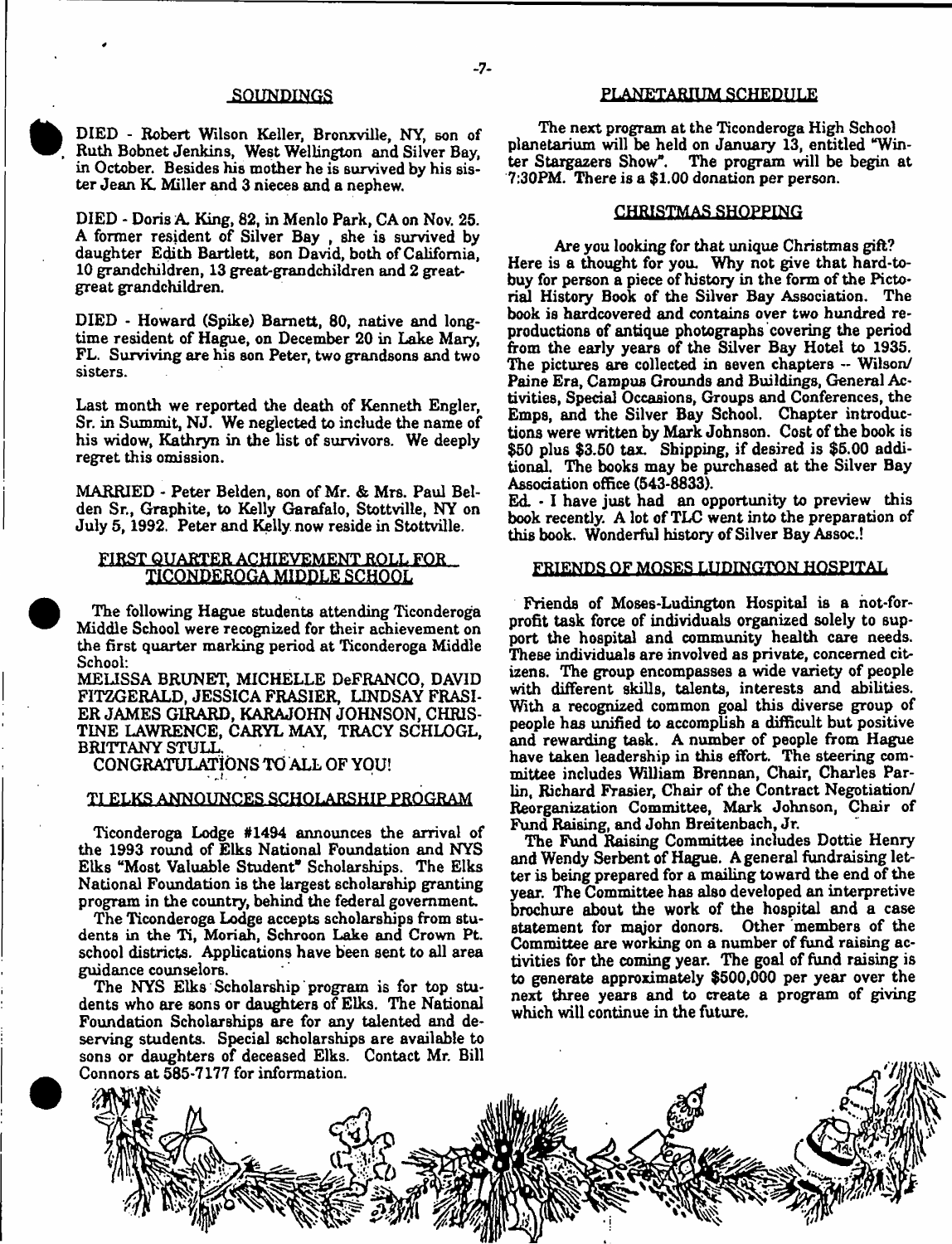## SOUNDINGS

DIED - Robert Wilson Keller, Bronxville, NY, son of Ruth Bobnet Jenkins, West Wellington and Silver Bay, in October. Besides his mother he is survived by his sister Jean K. Miller and 3 nieces and a nephew.

DIED - Doris A. King, 82, in Menlo Park, CA on Nov. 25. A former resident of Silver Bay , she is survived by daughter Edith Bartlett, son David, both of California, 10 grandchildren, 13 great-grandchildren and 2 great-great grandchildren.

DIED - Howard (Spike) Barnett, 80, native and long-time resident of Hague, on December 20 in Lake Mary, FL. Surviving are his son Peter, two grandsons and two sisters.

Last month we reported the death of Kenneth Engler, Sr. in Summit, NJ. We neglected to include the name of his widow, Kathryn in the list of survivors. We deeply regret this omission.

MARRIED - Peter Belden, son of Mr. & Mrs. Paul Belden Sr., Graphite, to Kelly Garafalo, Stottville, NY on July 5, 1992. Peter and Kelly now reside in Stottville.

## FIRST QUARTER ACHIEVEMENT ROLL FOR TICONDEROGA MIDDLE SCHOOL

The following Hague students attending Ticonderoga Middle School were recognized for their achievement on the first quarter marking period at Ticonderoga Middle School:

MELISSA BRUNET, MICHELLE DeFRANCO, DAVID FITZGERALD, JESSICA FRASIER, LINDSAY FRASIER JAMES GIRARD, KARAJOHN JOHNSON, CHRISTINE LAWRENCE, CARYL MAY, TRACY SCHLOGL, BRITTANY STULL.

CONGRATULATIONS TO ALL OF YOU!

## TI ELKS ANNOUNCES SCHOLARSHIP PROGRAM

Ticonderoga Lodge #1494 announces the arrival of the 1993 round of Elks National Foundation and NYS Elks "Most Valuable Student" Scholarships. The Elks National Foundation is the largest scholarship granting program in the country, behind the federal government.

The Ticonderoga Lodge accepts scholarships from students in the Ti, Moriah, Schroon Lake and Crown Pt. school districts. Applications have been sent to all area guidance counselors.

The NYS Elks Scholarship program is for top students who are sons or daughters of Elks. The National Foundation Scholarships are for any talented and deserving students. Special scholarships are available to sons or daughters of deceased Elks. Contact Mr. Bill Connors at 585-7177 for information.

## PLANETARIUM SCHEDULE

The next program at the Ticonderoga High School planetarium will be held on January 13, entitled "Winter Stargazers Show". The program will be begin at 7:30PM. There is a $1.00 donation per person.

## CHRISTMAS SHOPPING

Are you looking for that unique Christmas gift? Here is a thought for you. Why not give that hard-to-buy for person a piece of history in the form of the Pictorial History Book of the Silver Bay Association. The book is hardcovered and contains over two hundred reproductions of antique photographs covering the period from the early years of the Silver Bay Hotel to 1935. The pictures are collected in seven chapters -- Wilson/Paine Era, Campus Grounds and Buildings, General Activities, Special Occasions, Groups and Conferences, the Emps, and the Silver Bay School. Chapter introductions were written by Mark Johnson. Cost of the book is $50 plus $3.50 tax. Shipping, if desired is $5.00 additional. The books may be purchased at the Silver Bay Association office (543-8833).

Ed. - I have just had an opportunity to preview this book recently. A lot of TLC went into the preparation of this book. Wonderful history of Silver Bay Assoc.!

## FRIENDS OF MOSES LUDINGTON HOSPITAL

Friends of Moses-Ludington Hospital is a not-for-profit task force of individuals organized solely to support the hospital and community health care needs. These individuals are involved as private, concerned citizens. The group encompasses a wide variety of people with different skills, talents, interests and abilities. With a recognized common goal this diverse group of people has unified to accomplish a difficult but positive and rewarding task. A number of people from Hague have taken leadership in this effort. The steering committee includes William Brennan, Chair, Charles Parlin, Richard Frasier, Chair of the Contract Negotiation/Reorganization Committee, Mark Johnson, Chair of Fund Raising, and John Breitenbach, Jr.

The Fund Raising Committee includes Dottie Henry and Wendy Serbent of Hague. A general fundraising letter is being prepared for a mailing toward the end of the year. The Committee has also developed an interpretive brochure about the work of the hospital and a case statement for major donors. Other members of the Committee are working on a number of fund raising activities for the coming year. The goal of fund raising is to generate approximately $500,000 per year over the next three years and to create a program of giving which will continue in the future.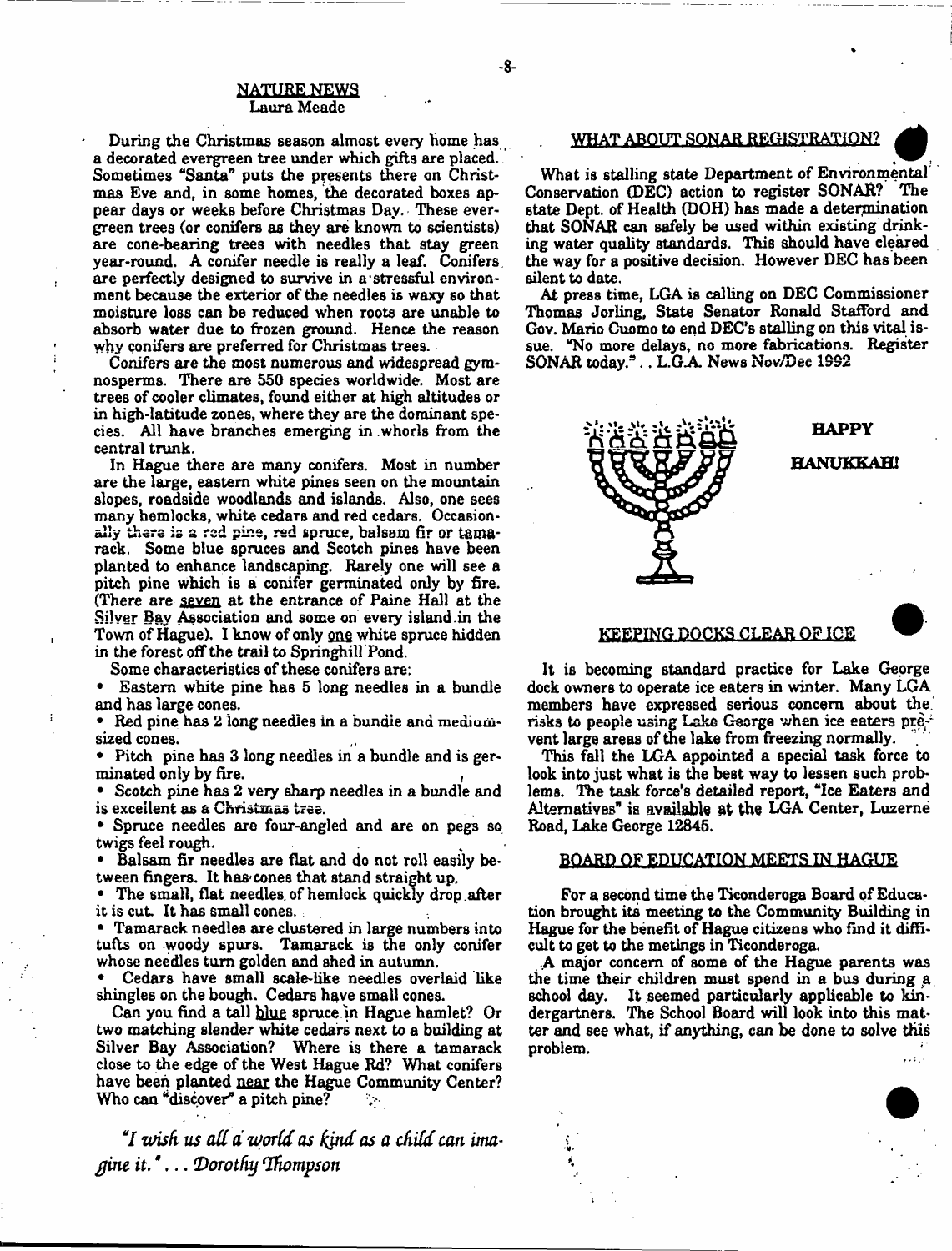## NATURE NEWS

Laura Meade

During the Christmas season almost every home has a decorated evergreen tree under which gifts are placed. Sometimes "Santa" puts the presents there on Christmas Eve and, in some homes, the decorated boxes appear days or weeks before Christmas Day. These evergreen trees (or conifers as they are known to scientists) are cone-bearing trees with needles that stay green year-round. A conifer needle is really a leaf. Conifers are perfectly designed to survive in a stressful environment because the exterior of the needles is waxy so that moisture loss can be reduced when roots are unable to absorb water due to frozen ground. Hence the reason why conifers are preferred for Christmas trees.

Conifers are the most numerous and widespread gymnosperms. There are 550 species worldwide. Most are trees of cooler climates, found either at high altitudes or in high-latitude zones, where they are the dominant species. All have branches emerging in whorls from the central trunk.

In Hague there are many conifers. Most in number are the large, eastern white pines seen on the mountain slopes, roadside woodlands and islands. Also, one sees many hemlocks, white cedars and red cedars. Occasionally there is a red pine, red spruce, balsam fir or tamarack. Some blue spruces and Scotch pines have been planted to enhance landscaping. Rarely one will see a pitch pine which is a conifer germinated only by fire. (There are seven at the entrance of Paine Hall at the Silver Bay Association and some on every island in the Town of Hague). I know of only one white spruce hidden in the forest off the trail to Springhill Pond.

Some characteristics of these conifers are:

- Eastern white pine has 5 long needles in a bundle and has large cones.
- Red pine has 2 long needles in a bundle and medium-sized cones.
- Pitch pine has 3 long needles in a bundle and is germinated only by fire.
- Scotch pine has 2 very sharp needles in a bundle and is excellent as a Christmas tree.
- Spruce needles are four-angled and are on pegs so twigs feel rough.
- Balsam fir needles are flat and do not roll easily between fingers. It has cones that stand straight up.
- The small, flat needles of hemlock quickly drop after it is cut. It has small cones.
- Tamarack needles are clustered in large numbers into tufts on woody spurs. Tamarack is the only conifer whose needles turn golden and shed in autumn.
- Cedars have small scale-like needles overlaid like shingles on the bough. Cedars have small cones.

Can you find a tall blue spruce in Hague hamlet? Or two matching slender white cedars next to a building at Silver Bay Association? Where is there a tamarack close to the edge of the West Hague Rd? What conifers have been planted near the Hague Community Center? Who can "discover" a pitch pine?

*"I wish us all a world as kind as a child can imagine it." . . . Dorothy Thompson*

## WHAT ABOUT SONAR REGISTRATION?

What is stalling state Department of Environmental Conservation (DEC) action to register SONAR? The state Dept. of Health (DOH) has made a determination that SONAR can safely be used within existing drinking water quality standards. This should have cleared the way for a positive decision. However DEC has been silent to date.

At press time, LGA is calling on DEC Commissioner Thomas Jorling, State Senator Ronald Stafford and Gov. Mario Cuomo to end DEC's stalling on this vital issue. "No more delays, no more fabrications. Register SONAR today." . . L.G.A. News Nov/Dec 1992

**HAPPY HANUKKAH!**

## KEEPING DOCKS CLEAR OF ICE

It is becoming standard practice for Lake George dock owners to operate ice eaters in winter. Many LGA members have expressed serious concern about the risks to people using Lake George when ice eaters prevent large areas of the lake from freezing normally.

This fall the LGA appointed a special task force to look into just what is the best way to lessen such problems. The task force's detailed report, "Ice Eaters and Alternatives" is available at the LGA Center, Luzerne Road, Lake George 12845.

## BOARD OF EDUCATION MEETS IN HAGUE

For a second time the Ticonderoga Board of Education brought its meeting to the Community Building in Hague for the benefit of Hague citizens who find it difficult to get to the metings in Ticonderoga.

A major concern of some of the Hague parents was the time their children must spend in a bus during a school day. It seemed particularly applicable to kindergartners. The School Board will look into this matter and see what, if anything, can be done to solve this problem.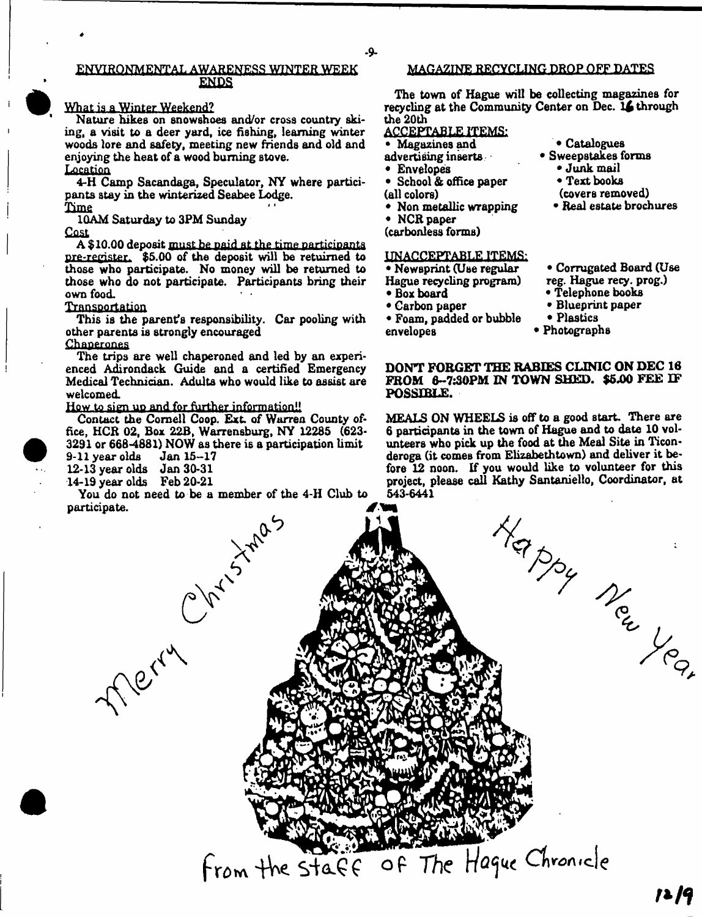## ENVIRONMENTAL AWARENESS WINTER WEEK ENDS

What is a Winter Weekend?

Nature hikes on snowshoes and/or cross country skiing, a visit to a deer yard, ice fishing, learning winter woods lore and safety, meeting new friends and old and enjoying the heat of a wood burning stove.

Location

4-H Camp Sacandaga, Speculator, NY where participants stay in the winterized Seabee Lodge.

Time

10AM Saturday to 3PM Sunday

Cost

A $10.00 deposit must be paid at the time participants pre-register. $5.00 of the deposit will be retuirned to those who participate. No money will be returned to those who do not participate. Participants bring their own food.

Transportation

This is the parent's responsibility. Car pooling with other parents is strongly encouraged

Chaperones

The trips are well chaperoned and led by an experienced Adirondack Guide and a certified Emergency Medical Technician. Adults who would like to assist are welcomed.

How to sign up and for further information!!

Contact the Cornell Coop. Ext. of Warren County office, HCR 02, Box 22B, Warrensburg, NY 12285 (623-3291 or 668-4881) NOW as there is a participation limit

9-11 year olds Jan 15–17
12-13 year olds Jan 30-31
14-19 year olds Feb 20-21

You do not need to be a member of the 4-H Club to participate.

## MAGAZINE RECYCLING DROP OFF DATES

The town of Hague will be collecting magazines for recycling at the Community Center on Dec. 16 through the 20th

ACCEPTABLE ITEMS:

- Magazines and advertising inserts
- Envelopes
- School & office paper (all colors)
- Non metallic wrapping
- NCR paper (carbonless forms)
- Catalogues
- Sweepstakes forms
- Junk mail
- Text books (covers removed)
- Real estate brochures

UNACCEPTABLE ITEMS:

- Newsprint (Use regular Hague recycling program)
- Box board
- Carbon paper
- Foam, padded or bubble envelopes
- Corrugated Board (Use reg. Hague recy. prog.)
- Telephone books
- Blueprint paper
- Plastics
- Photographs

**DON'T FORGET THE RABIES CLINIC ON DEC 16 FROM 6–7:30PM IN TOWN SHED. $5.00 FEE IF POSSIBLE.**

MEALS ON WHEELS is off to a good start. There are 6 participants in the town of Hague and to date 10 volunteers who pick up the food at the Meal Site in Ticonderoga (it comes from Elizabethtown) and deliver it before 12 noon. If you would like to volunteer for this project, please call Kathy Santaniello, Coordinator, at 543-6441

Merry Christmas

Happy New Year

from the Staff of The Hague Chronicle

12/9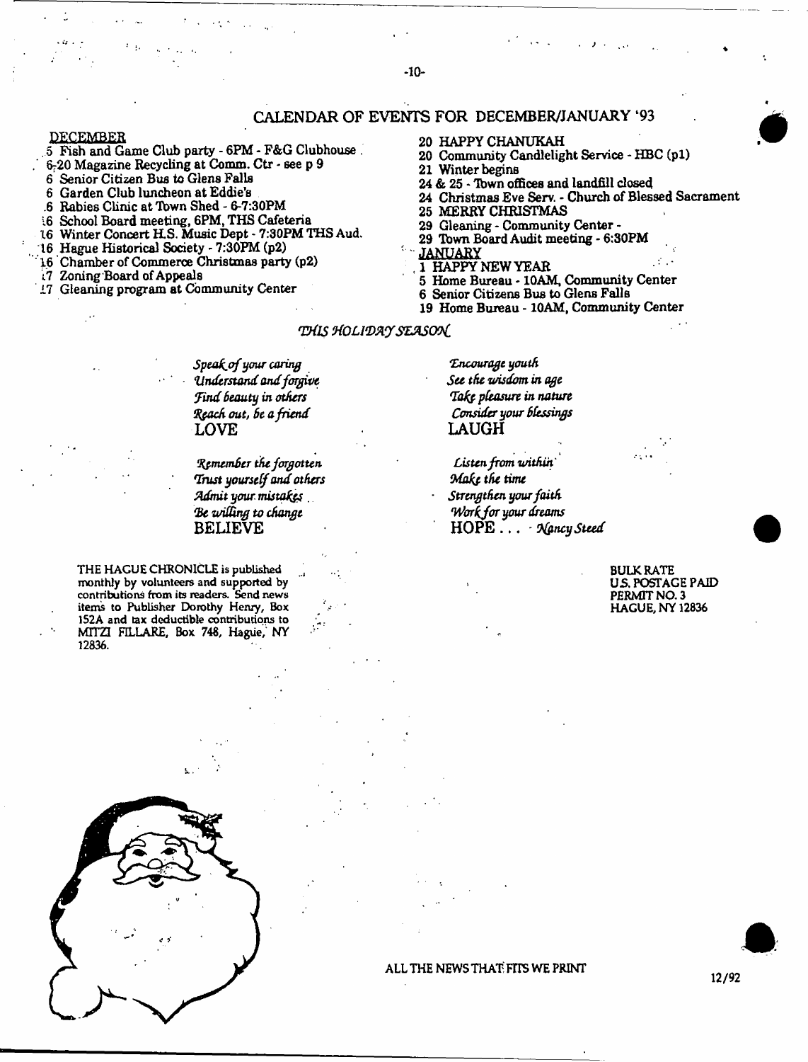## CALENDAR OF EVENTS FOR DECEMBER/JANUARY '93

DECEMBER

5 Fish and Game Club party - 6PM - F&G Clubhouse
6-20 Magazine Recycling at Comm. Ctr - see p 9
6 Senior Citizen Bus to Glens Falls
6 Garden Club luncheon at Eddie's
6 Rabies Clinic at Town Shed - 6-7:30PM
16 School Board meeting, 6PM, THS Cafeteria
16 Winter Concert H.S. Music Dept - 7:30PM THS Aud.
16 Hague Historical Society - 7:30PM (p2)
16 Chamber of Commerce Christmas party (p2)
17 Zoning Board of Appeals
17 Gleaning program at Community Center
20 HAPPY CHANUKAH
20 Community Candlelight Service - HBC (p1)
21 Winter begins
24 & 25 - Town offices and landfill closed
24 Christmas Eve Serv. - Church of Blessed Sacrament
25 MERRY CHRISTMAS
29 Gleaning - Community Center -
29 Town Board Audit meeting - 6:30PM

JANUARY

1 HAPPY NEW YEAR
5 Home Bureau - 10AM, Community Center
6 Senior Citizens Bus to Glens Falls
19 Home Bureau - 10AM, Community Center

### *THIS HOLIDAY SEASON*

*Speak of your caring*
*Understand and forgive*
*Find beauty in others*
*Reach out, be a friend*
LOVE

*Encourage youth*
*See the wisdom in age*
*Take pleasure in nature*
*Consider your blessings*
LAUGH

*Remember the forgotten*
*Trust yourself and others*
*Admit your mistakes*
*Be willing to change*
BELIEVE

*Listen from within*
*Make the time*
*Strengthen your faith*
*Work for your dreams*
HOPE . . . - *Nancy Steed*

THE HAGUE CHRONICLE is published monthly by volunteers and supported by contributions from its readers. Send news items to Publisher Dorothy Henry, Box 152A and tax deductible contributions to MITZI FILLARE, Box 748, Hague, NY 12836.

BULK RATE
U.S. POSTAGE PAID
PERMIT NO. 3
HAGUE, NY 12836

ALL THE NEWS THAT FITS WE PRINT

12/92